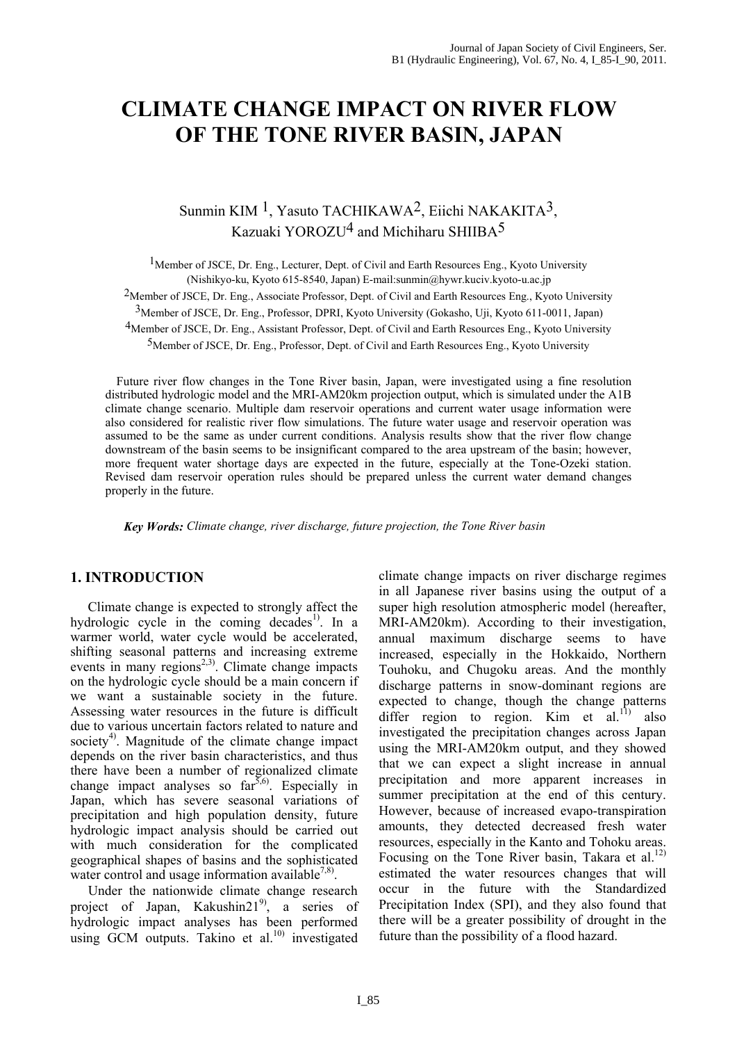# CLIMATE CHANGE IMPACT ON RIVER FLOW OF THE TONE RIVER BASIN, JAPAN

Sunmin KIM [1], Yasuto TACHIKAWA[2], Eiichi NAKAKITA[3], Kazuaki YOROZU[4] and Michiharu SHIIBA[5]

[1]Member of JSCE, Dr. Eng., Lecturer, Dept. of Civil and Earth Resources Eng., Kyoto University (Nishikyo-ku, Kyoto 615-8540, Japan) E-mail:sunmin@hywr.kuciv.kyoto-u.ac.jp

[2]Member of JSCE, Dr. Eng., Associate Professor, Dept. of Civil and Earth Resources Eng., Kyoto University

[3]Member of JSCE, Dr. Eng., Professor, DPRI, Kyoto University (Gokasho, Uji, Kyoto 611-0011, Japan)

[4]Member of JSCE, Dr. Eng., Assistant Professor, Dept. of Civil and Earth Resources Eng., Kyoto University

[5]Member of JSCE, Dr. Eng., Professor, Dept. of Civil and Earth Resources Eng., Kyoto University

Future river flow changes in the Tone River basin, Japan, were investigated using a fine resolution distributed hydrologic model and the MRI-AM20km projection output, which is simulated under the A1B climate change scenario. Multiple dam reservoir operations and current water usage information were also considered for realistic river flow simulations. The future water usage and reservoir operation was assumed to be the same as under current conditions. Analysis results show that the river flow change downstream of the basin seems to be insignificant compared to the area upstream of the basin; however, more frequent water shortage days are expected in the future, especially at the Tone-Ozeki station. Revised dam reservoir operation rules should be prepared unless the current water demand changes properly in the future.

***Key Words:*** *Climate change, river discharge, future projection, the Tone River basin*

## 1. INTRODUCTION

Climate change is expected to strongly affect the hydrologic cycle in the coming decades[1]. In a warmer world, water cycle would be accelerated, shifting seasonal patterns and increasing extreme events in many regions[2,3]. Climate change impacts on the hydrologic cycle should be a main concern if we want a sustainable society in the future. Assessing water resources in the future is difficult due to various uncertain factors related to nature and society[4]. Magnitude of the climate change impact depends on the river basin characteristics, and thus there have been a number of regionalized climate change impact analyses so far[5,6]. Especially in Japan, which has severe seasonal variations of precipitation and high population density, future hydrologic impact analysis should be carried out with much consideration for the complicated geographical shapes of basins and the sophisticated water control and usage information available[7,8].

Under the nationwide climate change research project of Japan, Kakushin21[9], a series of hydrologic impact analyses has been performed using GCM outputs. Takino et al.[10] investigated climate change impacts on river discharge regimes in all Japanese river basins using the output of a super high resolution atmospheric model (hereafter, MRI-AM20km). According to their investigation, annual maximum discharge seems to have increased, especially in the Hokkaido, Northern Touhoku, and Chugoku areas. And the monthly discharge patterns in snow-dominant regions are expected to change, though the change patterns differ region to region. Kim et al.[11] also investigated the precipitation changes across Japan using the MRI-AM20km output, and they showed that we can expect a slight increase in annual precipitation and more apparent increases in summer precipitation at the end of this century. However, because of increased evapo-transpiration amounts, they detected decreased fresh water resources, especially in the Kanto and Tohoku areas. Focusing on the Tone River basin, Takara et al.[12] estimated the water resources changes that will occur in the future with the Standardized Precipitation Index (SPI), and they also found that there will be a greater possibility of drought in the future than the possibility of a flood hazard.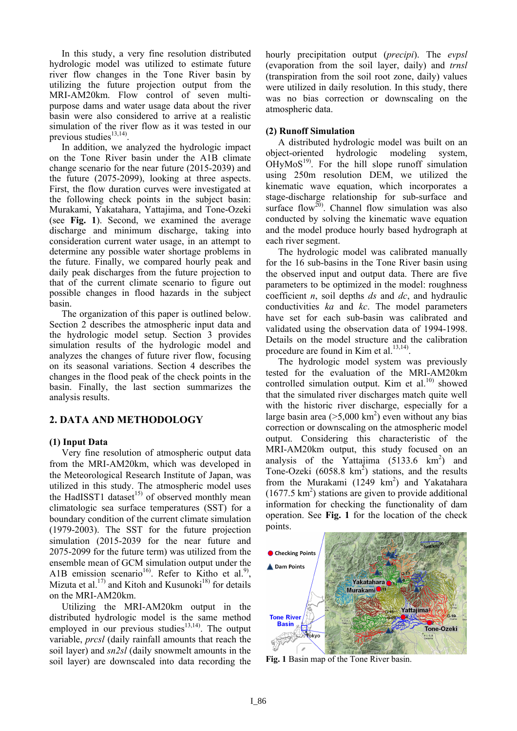In this study, a very fine resolution distributed hydrologic model was utilized to estimate future river flow changes in the Tone River basin by utilizing the future projection output from the MRI-AM20km. Flow control of seven multi-purpose dams and water usage data about the river basin were also considered to arrive at a realistic simulation of the river flow as it was tested in our previous studies[13,14].

In addition, we analyzed the hydrologic impact on the Tone River basin under the A1B climate change scenario for the near future (2015-2039) and the future (2075-2099), looking at three aspects. First, the flow duration curves were investigated at the following check points in the subject basin: Murakami, Yakatahara, Yattajima, and Tone-Ozeki (see **Fig. 1**). Second, we examined the average discharge and minimum discharge, taking into consideration current water usage, in an attempt to determine any possible water shortage problems in the future. Finally, we compared hourly peak and daily peak discharges from the future projection to that of the current climate scenario to figure out possible changes in flood hazards in the subject basin.

The organization of this paper is outlined below. Section 2 describes the atmospheric input data and the hydrologic model setup. Section 3 provides simulation results of the hydrologic model and analyzes the changes of future river flow, focusing on its seasonal variations. Section 4 describes the changes in the flood peak of the check points in the basin. Finally, the last section summarizes the analysis results.

## 2. DATA AND METHODOLOGY

### (1) Input Data

Very fine resolution of atmospheric output data from the MRI-AM20km, which was developed in the Meteorological Research Institute of Japan, was utilized in this study. The atmospheric model uses the HadISST1 dataset[15] of observed monthly mean climatologic sea surface temperatures (SST) for a boundary condition of the current climate simulation (1979-2003). The SST for the future projection simulation (2015-2039 for the near future and 2075-2099 for the future term) was utilized from the ensemble mean of GCM simulation output under the A1B emission scenario[16]. Refer to Kitho et al.[9], Mizuta et al.[17] and Kitoh and Kusunoki[18] for details on the MRI-AM20km.

Utilizing the MRI-AM20km output in the distributed hydrologic model is the same method employed in our previous studies[13,14]. The output variable, *prcsl* (daily rainfall amounts that reach the soil layer) and *sn2sl* (daily snowmelt amounts in the soil layer) are downscaled into data recording the hourly precipitation output (*precipi*). The *evpsl* (evaporation from the soil layer, daily) and *trnsl* (transpiration from the soil root zone, daily) values were utilized in daily resolution. In this study, there was no bias correction or downscaling on the atmospheric data.

### (2) Runoff Simulation

A distributed hydrologic model was built on an object-oriented hydrologic modeling system, OHyMoS[19]. For the hill slope runoff simulation using 250m resolution DEM, we utilized the kinematic wave equation, which incorporates a stage-discharge relationship for sub-surface and surface flow[20]. Channel flow simulation was also conducted by solving the kinematic wave equation and the model produce hourly based hydrograph at each river segment.

The hydrologic model was calibrated manually for the 16 sub-basins in the Tone River basin using the observed input and output data. There are five parameters to be optimized in the model: roughness coefficient $n$, soil depths $ds$ and $dc$, and hydraulic conductivities $ka$ and $kc$. The model parameters have set for each sub-basin was calibrated and validated using the observation data of 1994-1998. Details on the model structure and the calibration procedure are found in Kim et al.[13,14].

The hydrologic model system was previously tested for the evaluation of the MRI-AM20km controlled simulation output. Kim et al.[10] showed that the simulated river discharges match quite well with the historic river discharge, especially for a large basin area (>5,000 km$^2$) even without any bias correction or downscaling on the atmospheric model output. Considering this characteristic of the MRI-AM20km output, this study focused on an analysis of the Yattajima (5133.6 km$^2$) and Tone-Ozeki (6058.8 km$^2$) stations, and the results from the Murakami (1249 km$^2$) and Yakatahara (1677.5 km$^2$) stations are given to provide additional information for checking the functionality of dam operation. See **Fig. 1** for the location of the check points.

**Fig. 1** Basin map of the Tone River basin.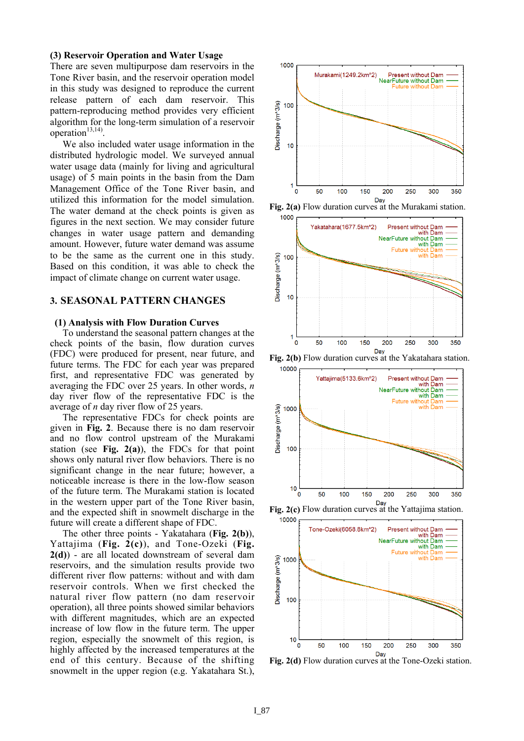### (3) Reservoir Operation and Water Usage

There are seven multipurpose dam reservoirs in the Tone River basin, and the reservoir operation model in this study was designed to reproduce the current release pattern of each dam reservoir. This pattern-reproducing method provides very efficient algorithm for the long-term simulation of a reservoir operation[13,14].

We also included water usage information in the distributed hydrologic model. We surveyed annual water usage data (mainly for living and agricultural usage) of 5 main points in the basin from the Dam Management Office of the Tone River basin, and utilized this information for the model simulation. The water demand at the check points is given as figures in the next section. We may consider future changes in water usage pattern and demanding amount. However, future water demand was assume to be the same as the current one in this study. Based on this condition, it was able to check the impact of climate change on current water usage.

## 3. SEASONAL PATTERN CHANGES

### (1) Analysis with Flow Duration Curves

To understand the seasonal pattern changes at the check points of the basin, flow duration curves (FDC) were produced for present, near future, and future terms. The FDC for each year was prepared first, and representative FDC was generated by averaging the FDC over 25 years. In other words, *n* day river flow of the representative FDC is the average of *n* day river flow of 25 years.

The representative FDCs for check points are given in **Fig. 2**. Because there is no dam reservoir and no flow control upstream of the Murakami station (see **Fig. 2(a)**), the FDCs for that point shows only natural river flow behaviors. There is no significant change in the near future; however, a noticeable increase is there in the low-flow season of the future term. The Murakami station is located in the western upper part of the Tone River basin, and the expected shift in snowmelt discharge in the future will create a different shape of FDC.

The other three points - Yakatahara (**Fig. 2(b)**), Yattajima (**Fig. 2(c)**), and Tone-Ozeki (**Fig. 2(d)**) - are all located downstream of several dam reservoirs, and the simulation results provide two different river flow patterns: without and with dam reservoir controls. When we first checked the natural river flow pattern (no dam reservoir operation), all three points showed similar behaviors with different magnitudes, which are an expected increase of low flow in the future term. The upper region, especially the snowmelt of this region, is highly affected by the increased temperatures at the end of this century. Because of the shifting snowmelt in the upper region (e.g. Yakatahara St.),

**Fig. 2(a)** Flow duration curves at the Murakami station.

**Fig. 2(b)** Flow duration curves at the Yakatahara station.

**Fig. 2(c)** Flow duration curves at the Yattajima station.

**Fig. 2(d)** Flow duration curves at the Tone-Ozeki station.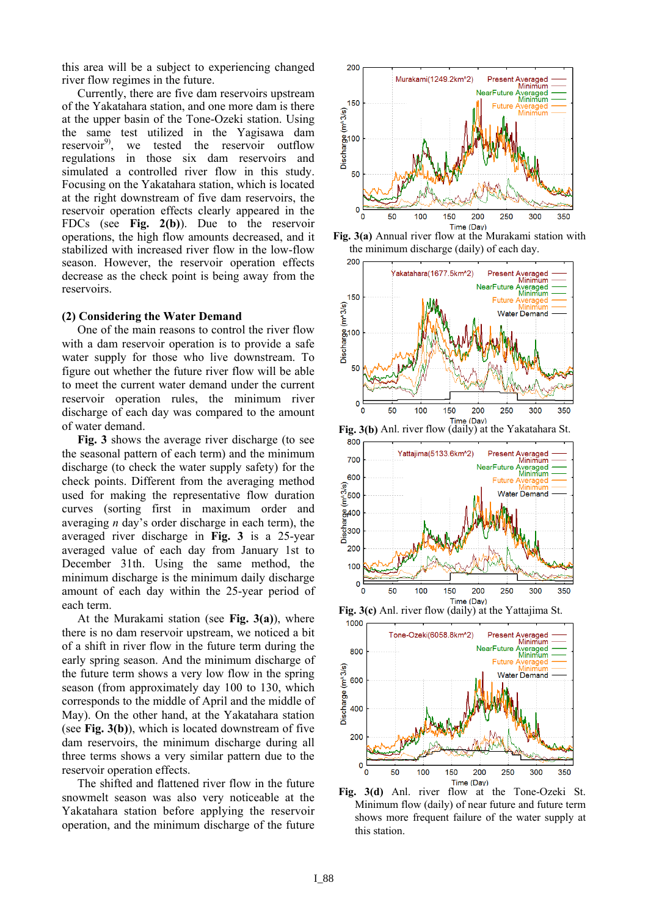this area will be a subject to experiencing changed river flow regimes in the future.

Currently, there are five dam reservoirs upstream of the Yakatahara station, and one more dam is there at the upper basin of the Tone-Ozeki station. Using the same test utilized in the Yagisawa dam reservoir[9], we tested the reservoir outflow regulations in those six dam reservoirs and simulated a controlled river flow in this study. Focusing on the Yakatahara station, which is located at the right downstream of five dam reservoirs, the reservoir operation effects clearly appeared in the FDCs (see **Fig. 2(b)**). Due to the reservoir operations, the high flow amounts decreased, and it stabilized with increased river flow in the low-flow season. However, the reservoir operation effects decrease as the check point is being away from the reservoirs.

## (2) Considering the Water Demand

One of the main reasons to control the river flow with a dam reservoir operation is to provide a safe water supply for those who live downstream. To figure out whether the future river flow will be able to meet the current water demand under the current reservoir operation rules, the minimum river discharge of each day was compared to the amount of water demand.

**Fig. 3** shows the average river discharge (to see the seasonal pattern of each term) and the minimum discharge (to check the water supply safety) for the check points. Different from the averaging method used for making the representative flow duration curves (sorting first in maximum order and averaging *n* day's order discharge in each term), the averaged river discharge in **Fig. 3** is a 25-year averaged value of each day from January 1st to December 31th. Using the same method, the minimum discharge is the minimum daily discharge amount of each day within the 25-year period of each term.

At the Murakami station (see **Fig. 3(a)**), where there is no dam reservoir upstream, we noticed a bit of a shift in river flow in the future term during the early spring season. And the minimum discharge of the future term shows a very low flow in the spring season (from approximately day 100 to 130, which corresponds to the middle of April and the middle of May). On the other hand, at the Yakatahara station (see **Fig. 3(b)**), which is located downstream of five dam reservoirs, the minimum discharge during all three terms shows a very similar pattern due to the reservoir operation effects.

The shifted and flattened river flow in the future snowmelt season was also very noticeable at the Yakatahara station before applying the reservoir operation, and the minimum discharge of the future

**Fig. 3(a)** Annual river flow at the Murakami station with the minimum discharge (daily) of each day.

**Fig. 3(b)** Anl. river flow (daily) at the Yakatahara St.

**Fig. 3(c)** Anl. river flow (daily) at the Yattajima St.

**Fig. 3(d)** Anl. river flow at the Tone-Ozeki St. Minimum flow (daily) of near future and future term shows more frequent failure of the water supply at this station.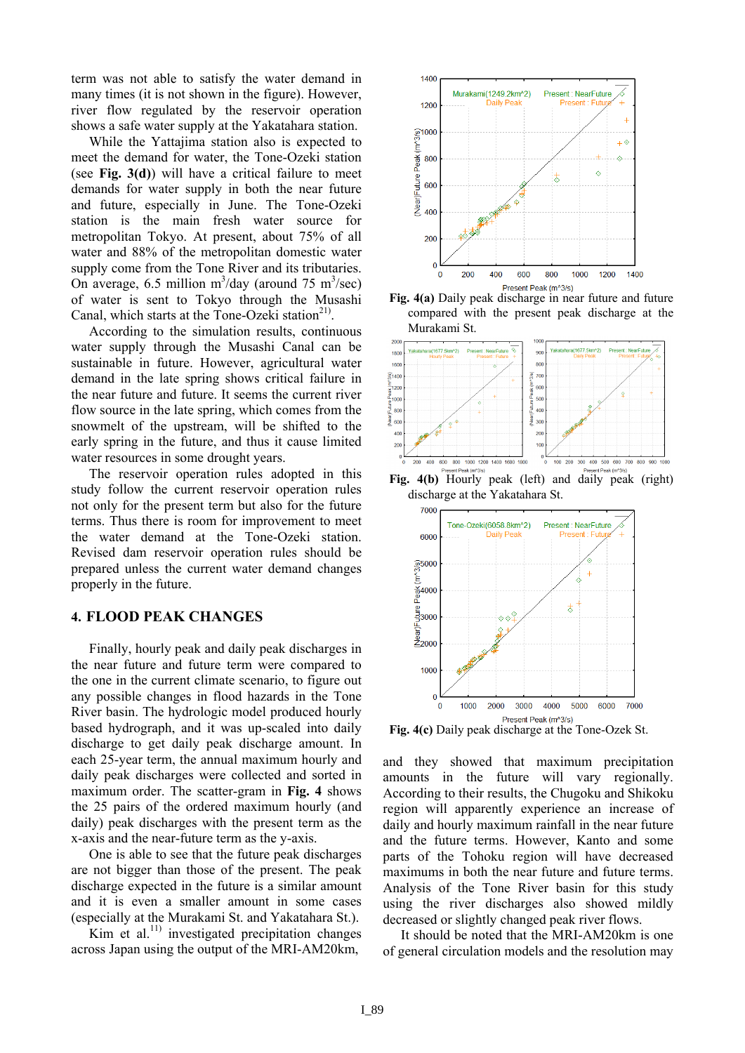term was not able to satisfy the water demand in many times (it is not shown in the figure). However, river flow regulated by the reservoir operation shows a safe water supply at the Yakatahara station.

While the Yattajima station also is expected to meet the demand for water, the Tone-Ozeki station (see **Fig. 3(d)**) will have a critical failure to meet demands for water supply in both the near future and future, especially in June. The Tone-Ozeki station is the main fresh water source for metropolitan Tokyo. At present, about 75% of all water and 88% of the metropolitan domestic water supply come from the Tone River and its tributaries. On average, 6.5 million $m^3$/day (around 75 $m^3$/sec) of water is sent to Tokyo through the Musashi Canal, which starts at the Tone-Ozeki station[21].

According to the simulation results, continuous water supply through the Musashi Canal can be sustainable in future. However, agricultural water demand in the late spring shows critical failure in the near future and future. It seems the current river flow source in the late spring, which comes from the snowmelt of the upstream, will be shifted to the early spring in the future, and thus it cause limited water resources in some drought years.

The reservoir operation rules adopted in this study follow the current reservoir operation rules not only for the present term but also for the future terms. Thus there is room for improvement to meet the water demand at the Tone-Ozeki station. Revised dam reservoir operation rules should be prepared unless the current water demand changes properly in the future.

## 4. FLOOD PEAK CHANGES

Finally, hourly peak and daily peak discharges in the near future and future term were compared to the one in the current climate scenario, to figure out any possible changes in flood hazards in the Tone River basin. The hydrologic model produced hourly based hydrograph, and it was up-scaled into daily discharge to get daily peak discharge amount. In each 25-year term, the annual maximum hourly and daily peak discharges were collected and sorted in maximum order. The scatter-gram in **Fig. 4** shows the 25 pairs of the ordered maximum hourly (and daily) peak discharges with the present term as the x-axis and the near-future term as the y-axis.

One is able to see that the future peak discharges are not bigger than those of the present. The peak discharge expected in the future is a similar amount and it is even a smaller amount in some cases (especially at the Murakami St. and Yakatahara St.).

Kim et al.[11] investigated precipitation changes across Japan using the output of the MRI-AM20km, and they showed that maximum precipitation amounts in the future will vary regionally. According to their results, the Chugoku and Shikoku region will apparently experience an increase of daily and hourly maximum rainfall in the near future and the future terms. However, Kanto and some parts of the Tohoku region will have decreased maximums in both the near future and future terms. Analysis of the Tone River basin for this study using the river discharges also showed mildly decreased or slightly changed peak river flows.

It should be noted that the MRI-AM20km is one of general circulation models and the resolution may

**Fig. 4(a)** Daily peak discharge in near future and future compared with the present peak discharge at the Murakami St.

**Fig. 4(b)** Hourly peak (left) and daily peak (right) discharge at the Yakatahara St.

**Fig. 4(c)** Daily peak discharge at the Tone-Ozek St.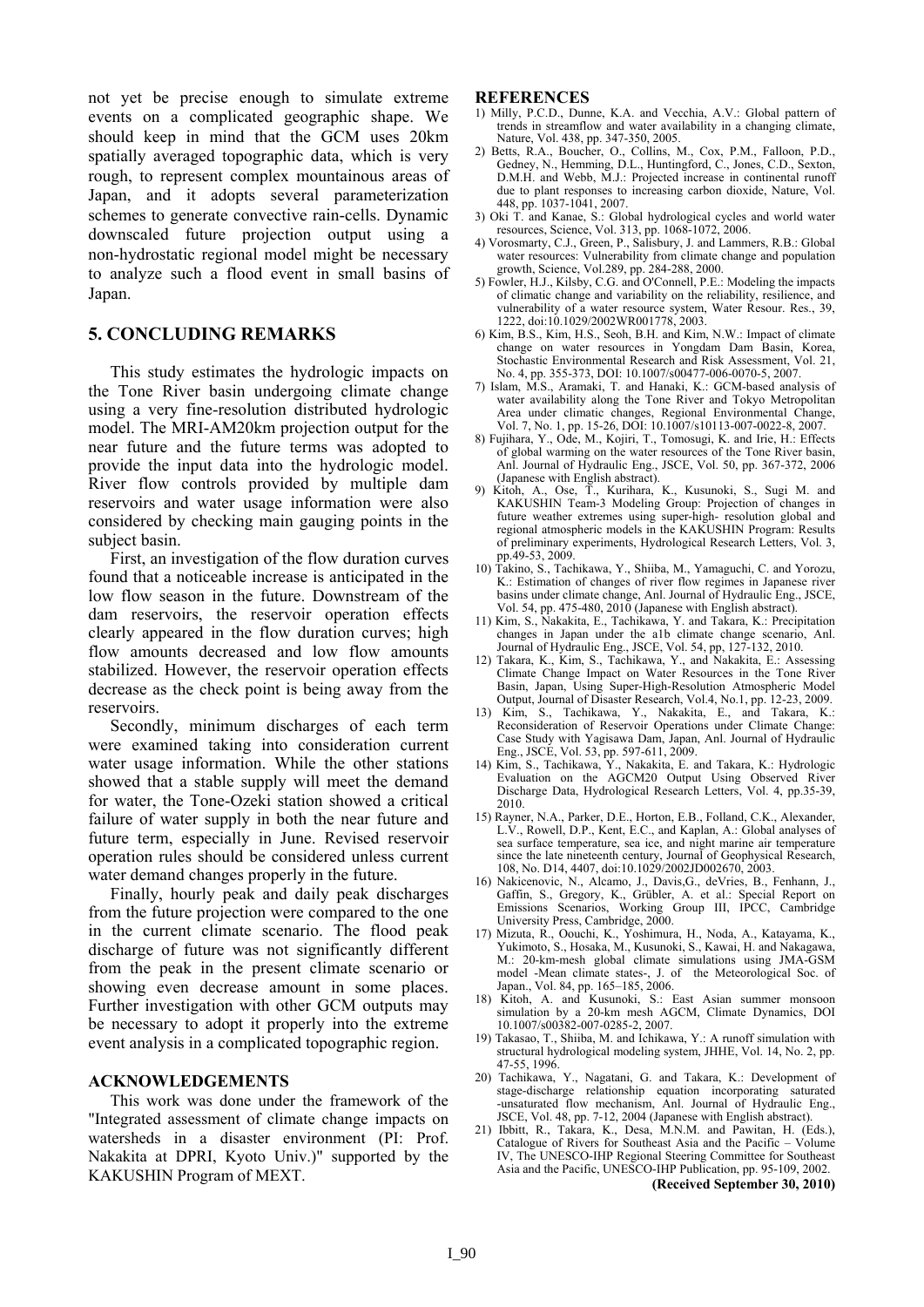not yet be precise enough to simulate extreme events on a complicated geographic shape. We should keep in mind that the GCM uses 20km spatially averaged topographic data, which is very rough, to represent complex mountainous areas of Japan, and it adopts several parameterization schemes to generate convective rain-cells. Dynamic downscaled future projection output using a non-hydrostatic regional model might be necessary to analyze such a flood event in small basins of Japan.

## 5. CONCLUDING REMARKS

This study estimates the hydrologic impacts on the Tone River basin undergoing climate change using a very fine-resolution distributed hydrologic model. The MRI-AM20km projection output for the near future and the future terms was adopted to provide the input data into the hydrologic model. River flow controls provided by multiple dam reservoirs and water usage information were also considered by checking main gauging points in the subject basin.

First, an investigation of the flow duration curves found that a noticeable increase is anticipated in the low flow season in the future. Downstream of the dam reservoirs, the reservoir operation effects clearly appeared in the flow duration curves; high flow amounts decreased and low flow amounts stabilized. However, the reservoir operation effects decrease as the check point is being away from the reservoirs.

Secondly, minimum discharges of each term were examined taking into consideration current water usage information. While the other stations showed that a stable supply will meet the demand for water, the Tone-Ozeki station showed a critical failure of water supply in both the near future and future term, especially in June. Revised reservoir operation rules should be considered unless current water demand changes properly in the future.

Finally, hourly peak and daily peak discharges from the future projection were compared to the one in the current climate scenario. The flood peak discharge of future was not significantly different from the peak in the present climate scenario or showing even decrease amount in some places. Further investigation with other GCM outputs may be necessary to adopt it properly into the extreme event analysis in a complicated topographic region.

### ACKNOWLEDGEMENTS

This work was done under the framework of the "Integrated assessment of climate change impacts on watersheds in a disaster environment (PI: Prof. Nakakita at DPRI, Kyoto Univ.)" supported by the KAKUSHIN Program of MEXT.

### REFERENCES

1) Milly, P.C.D., Dunne, K.A. and Vecchia, A.V.: Global pattern of trends in streamflow and water availability in a changing climate, Nature, Vol. 438, pp. 347-350, 2005.
2) Betts, R.A., Boucher, O., Collins, M., Cox, P.M., Falloon, P.D., Gedney, N., Hemming, D.L., Huntingford, C., Jones, C.D., Sexton, D.M.H. and Webb, M.J.: Projected increase in continental runoff due to plant responses to increasing carbon dioxide, Nature, Vol. 448, pp. 1037-1041, 2007.
3) Oki T. and Kanae, S.: Global hydrological cycles and world water resources, Science, Vol. 313, pp. 1068-1072, 2006.
4) Vorosmarty, C.J., Green, P., Salisbury, J. and Lammers, R.B.: Global water resources: Vulnerability from climate change and population growth, Science, Vol.289, pp. 284-288, 2000.
5) Fowler, H.J., Kilsby, C.G. and O'Connell, P.E.: Modeling the impacts of climatic change and variability on the reliability, resilience, and vulnerability of a water resource system, Water Resour. Res., 39, 1222, doi:10.1029/2002WR001778, 2003.
6) Kim, B.S., Kim, H.S., Seoh, B.H. and Kim, N.W.: Impact of climate change on water resources in Yongdam Dam Basin, Korea, Stochastic Environmental Research and Risk Assessment, Vol. 21, No. 4, pp. 355-373, DOI: 10.1007/s00477-006-0070-5, 2007.
7) Islam, M.S., Aramaki, T. and Hanaki, K.: GCM-based analysis of water availability along the Tone River and Tokyo Metropolitan Area under climatic changes, Regional Environmental Change, Vol. 7, No. 1, pp. 15-26, DOI: 10.1007/s10113-007-0022-8, 2007.
8) Fujihara, Y., Ode, M., Kojiri, T., Tomosugi, K. and Irie, H.: Effects of global warming on the water resources of the Tone River basin, Anl. Journal of Hydraulic Eng., JSCE, Vol. 50, pp. 367-372, 2006 (Japanese with English abstract).
9) Kitoh, A., Ose, T., Kurihara, K., Kusunoki, S., Sugi M. and KAKUSHIN Team-3 Modeling Group: Projection of changes in future weather extremes using super-high- resolution global and regional atmospheric models in the KAKUSHIN Program: Results of preliminary experiments, Hydrological Research Letters, Vol. 3, pp.49-53, 2009.
10) Takino, S., Tachikawa, Y., Shiiba, M., Yamaguchi, C. and Yorozu, K.: Estimation of changes of river flow regimes in Japanese river basins under climate change, Anl. Journal of Hydraulic Eng., JSCE, Vol. 54, pp. 475-480, 2010 (Japanese with English abstract).
11) Kim, S., Nakakita, E., Tachikawa, Y. and Takara, K.: Precipitation changes in Japan under the a1b climate change scenario, Anl. Journal of Hydraulic Eng., JSCE, Vol. 54, pp, 127-132, 2010.
12) Takara, K., Kim, S., Tachikawa, Y., and Nakakita, E.: Assessing Climate Change Impact on Water Resources in the Tone River Basin, Japan, Using Super-High-Resolution Atmospheric Model Output, Journal of Disaster Research, Vol.4, No.1, pp. 12-23, 2009.
13) Kim, S., Tachikawa, Y., Nakakita, E., and Takara, K.: Reconsideration of Reservoir Operations under Climate Change: Case Study with Yagisawa Dam, Japan, Anl. Journal of Hydraulic Eng., JSCE, Vol. 53, pp. 597-611, 2009.
14) Kim, S., Tachikawa, Y., Nakakita, E. and Takara, K.: Hydrologic Evaluation on the AGCM20 Output Using Observed River Discharge Data, Hydrological Research Letters, Vol. 4, pp.35-39, 2010.
15) Rayner, N.A., Parker, D.E., Horton, E.B., Folland, C.K., Alexander, L.V., Rowell, D.P., Kent, E.C., and Kaplan, A.: Global analyses of sea surface temperature, sea ice, and night marine air temperature since the late nineteenth century, Journal of Geophysical Research, 108, No. D14, 4407, doi:10.1029/2002JD002670, 2003.
16) Nakicenovic, N., Alcamo, J., Davis,G., deVries, B., Fenhann, J., Gaffin, S., Gregory, K., Grübler, A. et al.: Special Report on Emissions Scenarios, Working Group III, IPCC, Cambridge University Press, Cambridge, 2000.
17) Mizuta, R., Oouchi, K., Yoshimura, H., Noda, A., Katayama, K., Yukimoto, S., Hosaka, M., Kusunoki, S., Kawai, H. and Nakagawa, M.: 20-km-mesh global climate simulations using JMA-GSM model -Mean climate states-, J. of the Meteorological Soc. of Japan., Vol. 84, pp. 165–185, 2006.
18) Kitoh, A. and Kusunoki, S.: East Asian summer monsoon simulation by a 20-km mesh AGCM, Climate Dynamics, DOI 10.1007/s00382-007-0285-2, 2007.
19) Takasao, T., Shiiba, M. and Ichikawa, Y.: A runoff simulation with structural hydrological modeling system, JHHE, Vol. 14, No. 2, pp. 47-55, 1996.
20) Tachikawa, Y., Nagatani, G. and Takara, K.: Development of stage-discharge relationship equation incorporating saturated -unsaturated flow mechanism, Anl. Journal of Hydraulic Eng., JSCE, Vol. 48, pp. 7-12, 2004 (Japanese with English abstract).
21) Ibbitt, R., Takara, K., Desa, M.N.M. and Pawitan, H. (Eds.), Catalogue of Rivers for Southeast Asia and the Pacific – Volume IV, The UNESCO-IHP Regional Steering Committee for Southeast Asia and the Pacific, UNESCO-IHP Publication, pp. 95-109, 2002.

**(Received September 30, 2010)**